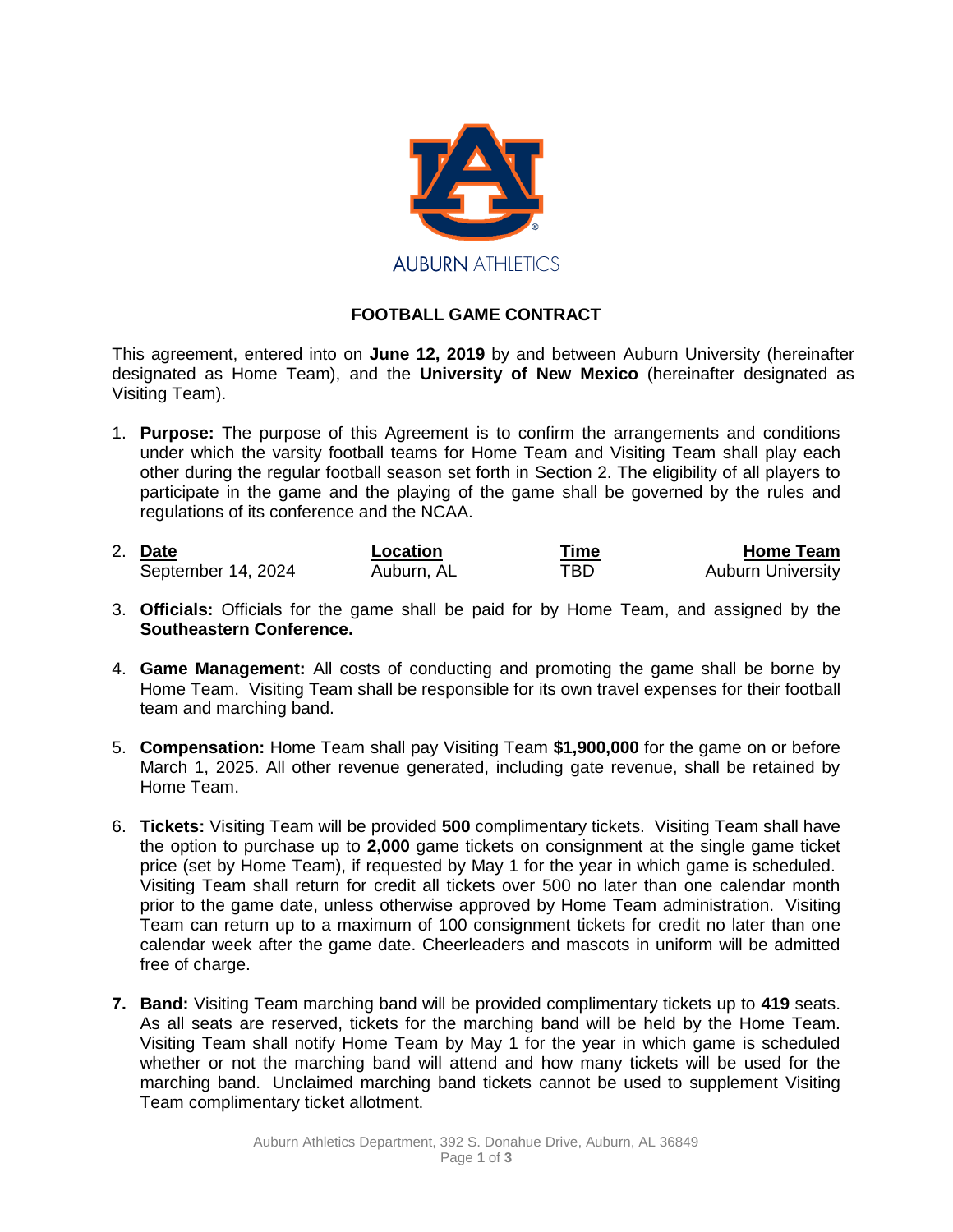AUBURN ATHLETICS

# FOOTBALL GAME CONTRACT

This agreement, entered into on **June 12, 2019** by and between Auburn University (hereinafter designated as Home Team), and the **University of New Mexico** (hereinafter designated as Visiting Team).

1. **Purpose:** The purpose of this Agreement is to confirm the arrangements and conditions under which the varsity football teams for Home Team and Visiting Team shall play each other during the regular football season set forth in Section 2. The eligibility of all players to participate in the game and the playing of the game shall be governed by the rules and regulations of its conference and the NCAA.

2. 

| Date | Location | Time | Home Team |
|---|---|---|---|
| September 14, 2024 | Auburn, AL | TBD | Auburn University |

3. **Officials:** Officials for the game shall be paid for by Home Team, and assigned by the **Southeastern Conference.**

4. **Game Management:** All costs of conducting and promoting the game shall be borne by Home Team. Visiting Team shall be responsible for its own travel expenses for their football team and marching band.

5. **Compensation:** Home Team shall pay Visiting Team **$1,900,000** for the game on or before March 1, 2025. All other revenue generated, including gate revenue, shall be retained by Home Team.

6. **Tickets:** Visiting Team will be provided **500** complimentary tickets. Visiting Team shall have the option to purchase up to **2,000** game tickets on consignment at the single game ticket price (set by Home Team), if requested by May 1 for the year in which game is scheduled. Visiting Team shall return for credit all tickets over 500 no later than one calendar month prior to the game date, unless otherwise approved by Home Team administration. Visiting Team can return up to a maximum of 100 consignment tickets for credit no later than one calendar week after the game date. Cheerleaders and mascots in uniform will be admitted free of charge.

7. **Band:** Visiting Team marching band will be provided complimentary tickets up to **419** seats. As all seats are reserved, tickets for the marching band will be held by the Home Team. Visiting Team shall notify Home Team by May 1 for the year in which game is scheduled whether or not the marching band will attend and how many tickets will be used for the marching band. Unclaimed marching band tickets cannot be used to supplement Visiting Team complimentary ticket allotment.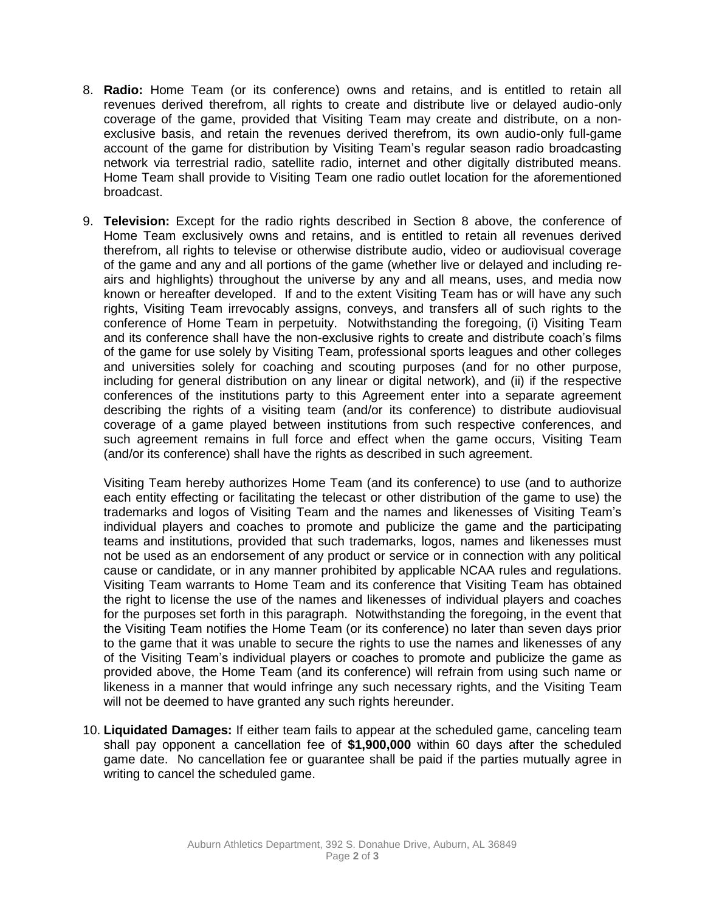8. **Radio:** Home Team (or its conference) owns and retains, and is entitled to retain all revenues derived therefrom, all rights to create and distribute live or delayed audio-only coverage of the game, provided that Visiting Team may create and distribute, on a non-exclusive basis, and retain the revenues derived therefrom, its own audio-only full-game account of the game for distribution by Visiting Team's regular season radio broadcasting network via terrestrial radio, satellite radio, internet and other digitally distributed means. Home Team shall provide to Visiting Team one radio outlet location for the aforementioned broadcast.

9. **Television:** Except for the radio rights described in Section 8 above, the conference of Home Team exclusively owns and retains, and is entitled to retain all revenues derived therefrom, all rights to televise or otherwise distribute audio, video or audiovisual coverage of the game and any and all portions of the game (whether live or delayed and including re-airs and highlights) throughout the universe by any and all means, uses, and media now known or hereafter developed. If and to the extent Visiting Team has or will have any such rights, Visiting Team irrevocably assigns, conveys, and transfers all of such rights to the conference of Home Team in perpetuity. Notwithstanding the foregoing, (i) Visiting Team and its conference shall have the non-exclusive rights to create and distribute coach's films of the game for use solely by Visiting Team, professional sports leagues and other colleges and universities solely for coaching and scouting purposes (and for no other purpose, including for general distribution on any linear or digital network), and (ii) if the respective conferences of the institutions party to this Agreement enter into a separate agreement describing the rights of a visiting team (and/or its conference) to distribute audiovisual coverage of a game played between institutions from such respective conferences, and such agreement remains in full force and effect when the game occurs, Visiting Team (and/or its conference) shall have the rights as described in such agreement.

   Visiting Team hereby authorizes Home Team (and its conference) to use (and to authorize each entity effecting or facilitating the telecast or other distribution of the game to use) the trademarks and logos of Visiting Team and the names and likenesses of Visiting Team's individual players and coaches to promote and publicize the game and the participating teams and institutions, provided that such trademarks, logos, names and likenesses must not be used as an endorsement of any product or service or in connection with any political cause or candidate, or in any manner prohibited by applicable NCAA rules and regulations. Visiting Team warrants to Home Team and its conference that Visiting Team has obtained the right to license the use of the names and likenesses of individual players and coaches for the purposes set forth in this paragraph. Notwithstanding the foregoing, in the event that the Visiting Team notifies the Home Team (or its conference) no later than seven days prior to the game that it was unable to secure the rights to use the names and likenesses of any of the Visiting Team's individual players or coaches to promote and publicize the game as provided above, the Home Team (and its conference) will refrain from using such name or likeness in a manner that would infringe any such necessary rights, and the Visiting Team will not be deemed to have granted any such rights hereunder.

10. **Liquidated Damages:** If either team fails to appear at the scheduled game, canceling team shall pay opponent a cancellation fee of **$1,900,000** within 60 days after the scheduled game date. No cancellation fee or guarantee shall be paid if the parties mutually agree in writing to cancel the scheduled game.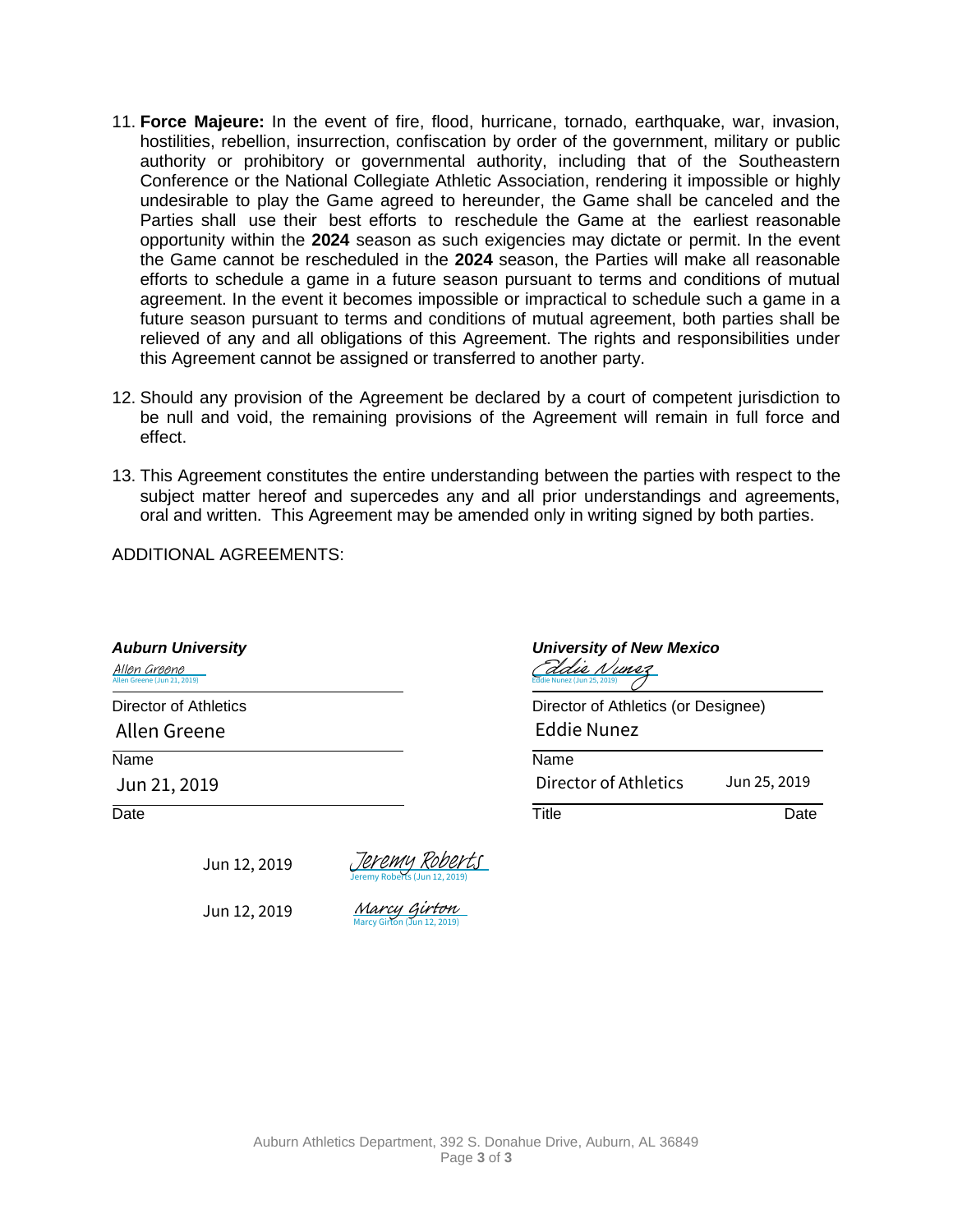11. **Force Majeure:** In the event of fire, flood, hurricane, tornado, earthquake, war, invasion, hostilities, rebellion, insurrection, confiscation by order of the government, military or public authority or prohibitory or governmental authority, including that of the Southeastern Conference or the National Collegiate Athletic Association, rendering it impossible or highly undesirable to play the Game agreed to hereunder, the Game shall be canceled and the Parties shall use their best efforts to reschedule the Game at the earliest reasonable opportunity within the **2024** season as such exigencies may dictate or permit. In the event the Game cannot be rescheduled in the **2024** season, the Parties will make all reasonable efforts to schedule a game in a future season pursuant to terms and conditions of mutual agreement. In the event it becomes impossible or impractical to schedule such a game in a future season pursuant to terms and conditions of mutual agreement, both parties shall be relieved of any and all obligations of this Agreement. The rights and responsibilities under this Agreement cannot be assigned or transferred to another party.

12. Should any provision of the Agreement be declared by a court of competent jurisdiction to be null and void, the remaining provisions of the Agreement will remain in full force and effect.

13. This Agreement constitutes the entire understanding between the parties with respect to the subject matter hereof and supercedes any and all prior understandings and agreements, oral and written. This Agreement may be amended only in writing signed by both parties.

ADDITIONAL AGREEMENTS:

***Auburn University***

Allen Greene
Allen Greene (Jun 21, 2019)

Director of Athletics

Allen Greene

Name

Jun 21, 2019

Date

***University of New Mexico***

Eddie Nunez
Eddie Nunez (Jun 25, 2019)

Director of Athletics (or Designee)

Eddie Nunez

Name

Director of Athletics — Jun 25, 2019

Title — Date

Jun 12, 2019 — Jeremy Roberts
Jeremy Roberts (Jun 12, 2019)

Jun 12, 2019 — Marcy Girton
Marcy Girton (Jun 12, 2019)

Auburn Athletics Department, 392 S. Donahue Drive, Auburn, AL 36849